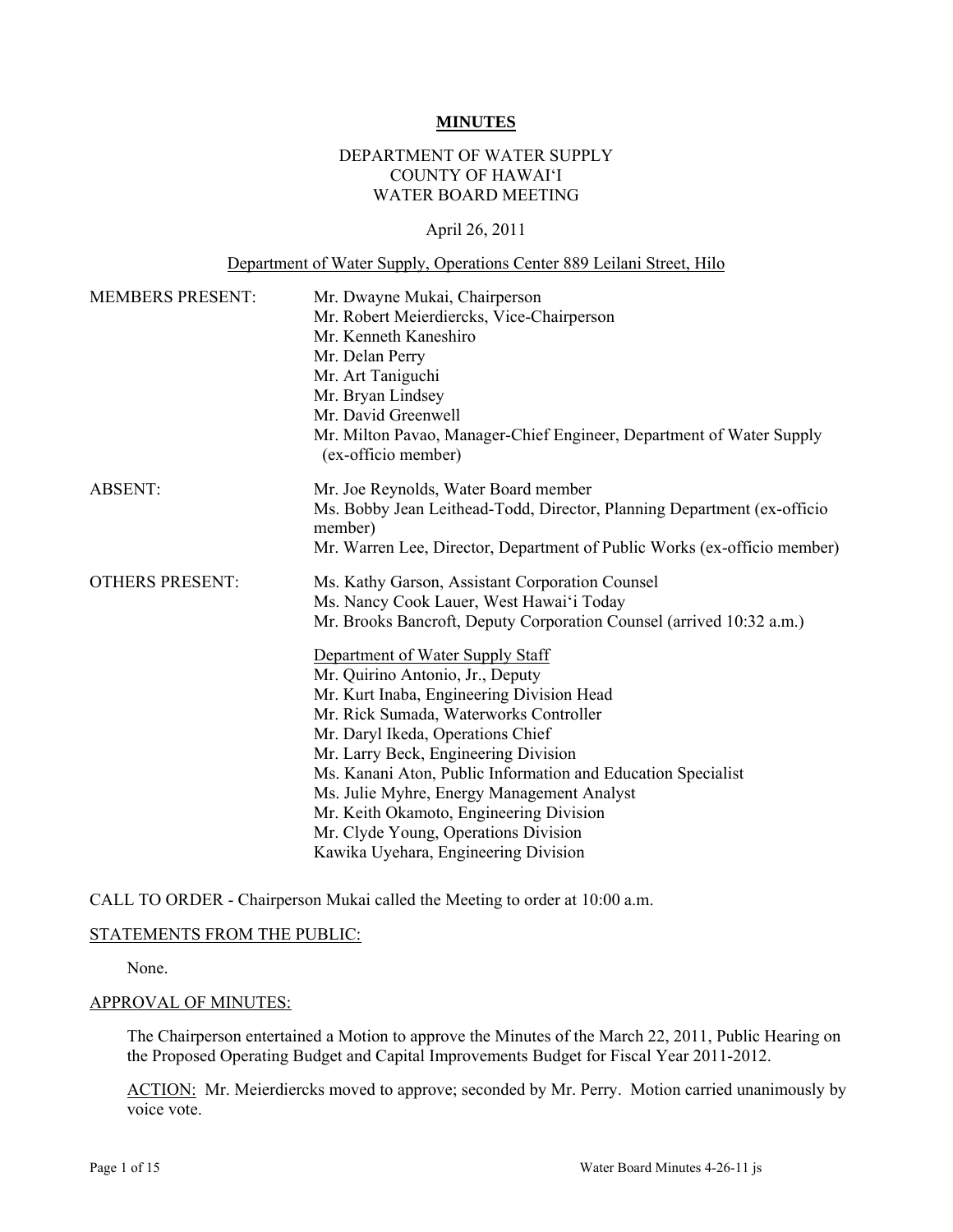# MINUTES

DEPARTMENT OF WATER SUPPLY
COUNTY OF HAWAI'I
WATER BOARD MEETING

April 26, 2011

Department of Water Supply, Operations Center 889 Leilani Street, Hilo

| | |
|---|---|
| MEMBERS PRESENT: | Mr. Dwayne Mukai, Chairperson<br>Mr. Robert Meierdiercks, Vice-Chairperson<br>Mr. Kenneth Kaneshiro<br>Mr. Delan Perry<br>Mr. Art Taniguchi<br>Mr. Bryan Lindsey<br>Mr. David Greenwell<br>Mr. Milton Pavao, Manager-Chief Engineer, Department of Water Supply (ex-officio member) |
| ABSENT: | Mr. Joe Reynolds, Water Board member<br>Ms. Bobby Jean Leithead-Todd, Director, Planning Department (ex-officio member)<br>Mr. Warren Lee, Director, Department of Public Works (ex-officio member) |
| OTHERS PRESENT: | Ms. Kathy Garson, Assistant Corporation Counsel<br>Ms. Nancy Cook Lauer, West Hawai'i Today<br>Mr. Brooks Bancroft, Deputy Corporation Counsel (arrived 10:32 a.m.)<br><br>Department of Water Supply Staff<br>Mr. Quirino Antonio, Jr., Deputy<br>Mr. Kurt Inaba, Engineering Division Head<br>Mr. Rick Sumada, Waterworks Controller<br>Mr. Daryl Ikeda, Operations Chief<br>Mr. Larry Beck, Engineering Division<br>Ms. Kanani Aton, Public Information and Education Specialist<br>Ms. Julie Myhre, Energy Management Analyst<br>Mr. Keith Okamoto, Engineering Division<br>Mr. Clyde Young, Operations Division<br>Kawika Uyehara, Engineering Division |

CALL TO ORDER - Chairperson Mukai called the Meeting to order at 10:00 a.m.

## STATEMENTS FROM THE PUBLIC:

None.

## APPROVAL OF MINUTES:

The Chairperson entertained a Motion to approve the Minutes of the March 22, 2011, Public Hearing on the Proposed Operating Budget and Capital Improvements Budget for Fiscal Year 2011-2012.

ACTION: Mr. Meierdiercks moved to approve; seconded by Mr. Perry. Motion carried unanimously by voice vote.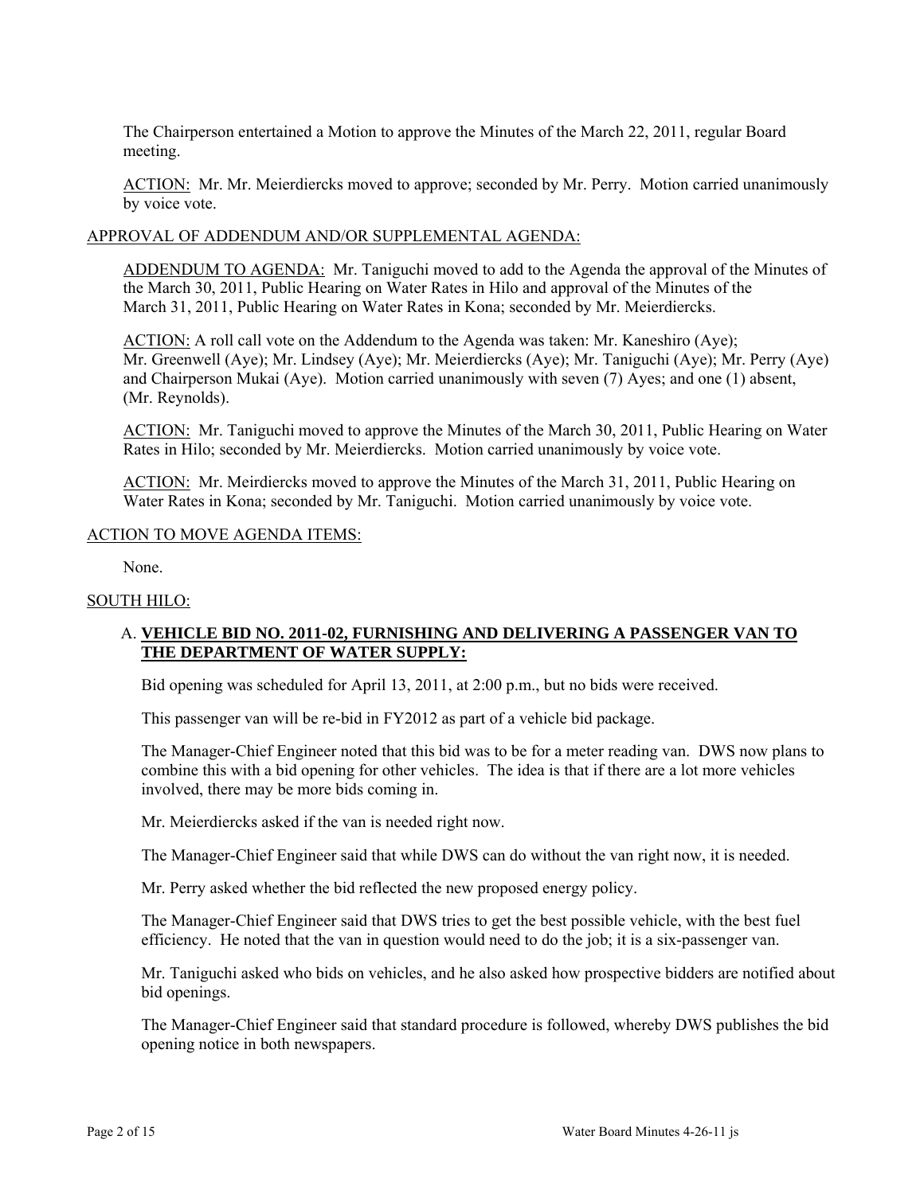The Chairperson entertained a Motion to approve the Minutes of the March 22, 2011, regular Board meeting.

ACTION: Mr. Mr. Meierdiercks moved to approve; seconded by Mr. Perry. Motion carried unanimously by voice vote.

APPROVAL OF ADDENDUM AND/OR SUPPLEMENTAL AGENDA:

ADDENDUM TO AGENDA: Mr. Taniguchi moved to add to the Agenda the approval of the Minutes of the March 30, 2011, Public Hearing on Water Rates in Hilo and approval of the Minutes of the March 31, 2011, Public Hearing on Water Rates in Kona; seconded by Mr. Meierdiercks.

ACTION: A roll call vote on the Addendum to the Agenda was taken: Mr. Kaneshiro (Aye); Mr. Greenwell (Aye); Mr. Lindsey (Aye); Mr. Meierdiercks (Aye); Mr. Taniguchi (Aye); Mr. Perry (Aye) and Chairperson Mukai (Aye). Motion carried unanimously with seven (7) Ayes; and one (1) absent, (Mr. Reynolds).

ACTION: Mr. Taniguchi moved to approve the Minutes of the March 30, 2011, Public Hearing on Water Rates in Hilo; seconded by Mr. Meierdiercks. Motion carried unanimously by voice vote.

ACTION: Mr. Meirdiercks moved to approve the Minutes of the March 31, 2011, Public Hearing on Water Rates in Kona; seconded by Mr. Taniguchi. Motion carried unanimously by voice vote.

ACTION TO MOVE AGENDA ITEMS:

None.

SOUTH HILO:

A. **VEHICLE BID NO. 2011-02, FURNISHING AND DELIVERING A PASSENGER VAN TO THE DEPARTMENT OF WATER SUPPLY:**

Bid opening was scheduled for April 13, 2011, at 2:00 p.m., but no bids were received.

This passenger van will be re-bid in FY2012 as part of a vehicle bid package.

The Manager-Chief Engineer noted that this bid was to be for a meter reading van. DWS now plans to combine this with a bid opening for other vehicles. The idea is that if there are a lot more vehicles involved, there may be more bids coming in.

Mr. Meierdiercks asked if the van is needed right now.

The Manager-Chief Engineer said that while DWS can do without the van right now, it is needed.

Mr. Perry asked whether the bid reflected the new proposed energy policy.

The Manager-Chief Engineer said that DWS tries to get the best possible vehicle, with the best fuel efficiency. He noted that the van in question would need to do the job; it is a six-passenger van.

Mr. Taniguchi asked who bids on vehicles, and he also asked how prospective bidders are notified about bid openings.

The Manager-Chief Engineer said that standard procedure is followed, whereby DWS publishes the bid opening notice in both newspapers.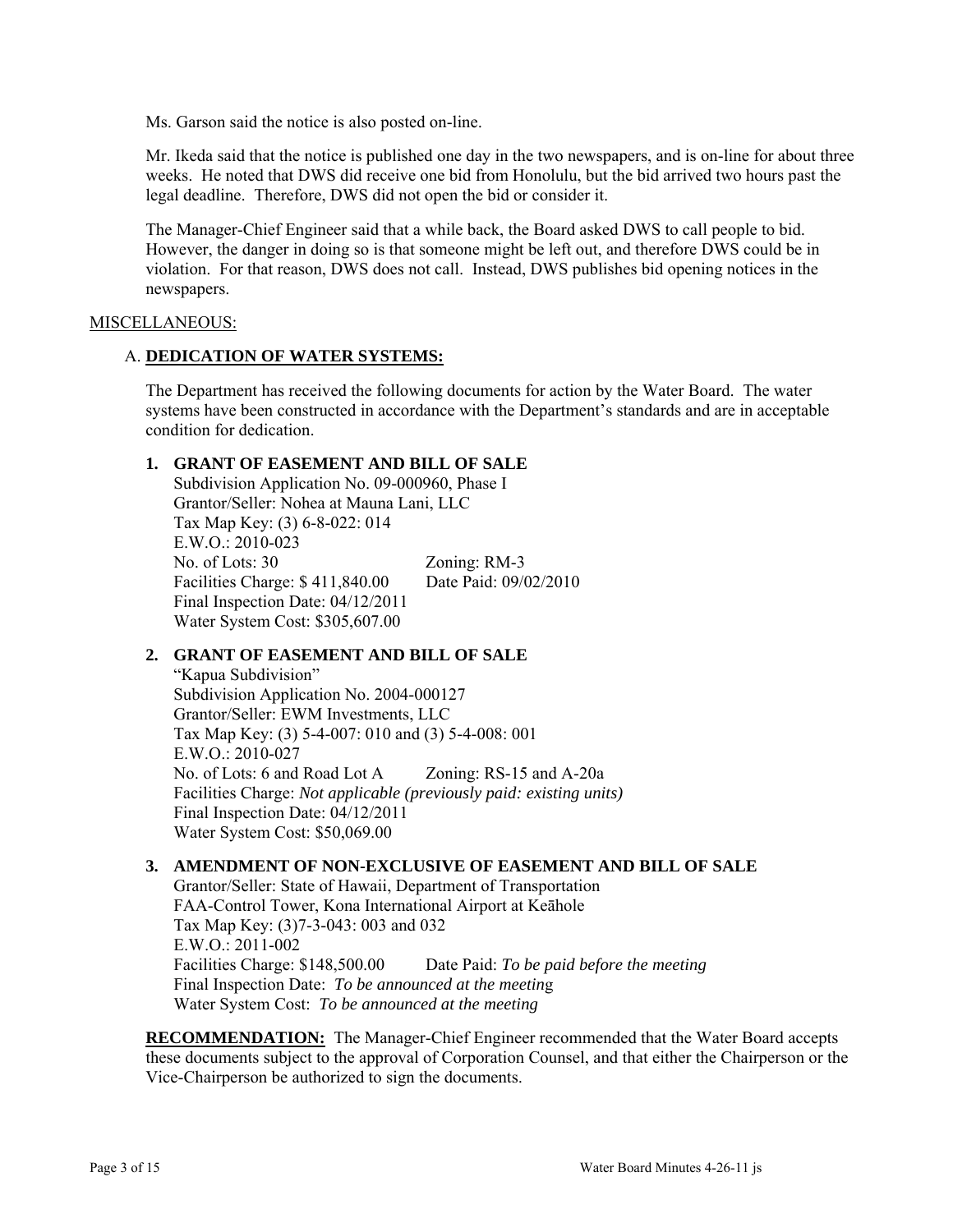Ms. Garson said the notice is also posted on-line.

Mr. Ikeda said that the notice is published one day in the two newspapers, and is on-line for about three weeks. He noted that DWS did receive one bid from Honolulu, but the bid arrived two hours past the legal deadline. Therefore, DWS did not open the bid or consider it.

The Manager-Chief Engineer said that a while back, the Board asked DWS to call people to bid. However, the danger in doing so is that someone might be left out, and therefore DWS could be in violation. For that reason, DWS does not call. Instead, DWS publishes bid opening notices in the newspapers.

MISCELLANEOUS:

A. **DEDICATION OF WATER SYSTEMS:**

The Department has received the following documents for action by the Water Board. The water systems have been constructed in accordance with the Department's standards and are in acceptable condition for dedication.

**1. GRANT OF EASEMENT AND BILL OF SALE**

Subdivision Application No. 09-000960, Phase I
Grantor/Seller: Nohea at Mauna Lani, LLC
Tax Map Key: (3) 6-8-022: 014
E.W.O.: 2010-023
No. of Lots: 30 Zoning: RM-3
Facilities Charge: $ 411,840.00 Date Paid: 09/02/2010
Final Inspection Date: 04/12/2011
Water System Cost: $305,607.00

**2. GRANT OF EASEMENT AND BILL OF SALE**

"Kapua Subdivision"
Subdivision Application No. 2004-000127
Grantor/Seller: EWM Investments, LLC
Tax Map Key: (3) 5-4-007: 010 and (3) 5-4-008: 001
E.W.O.: 2010-027
No. of Lots: 6 and Road Lot A Zoning: RS-15 and A-20a
Facilities Charge: *Not applicable (previously paid: existing units)*
Final Inspection Date: 04/12/2011
Water System Cost: $50,069.00

**3. AMENDMENT OF NON-EXCLUSIVE OF EASEMENT AND BILL OF SALE**

Grantor/Seller: State of Hawaii, Department of Transportation
FAA-Control Tower, Kona International Airport at Keāhole
Tax Map Key: (3)7-3-043: 003 and 032
E.W.O.: 2011-002
Facilities Charge: $148,500.00 Date Paid: *To be paid before the meeting*
Final Inspection Date: *To be announced at the meeting*
Water System Cost: *To be announced at the meeting*

**RECOMMENDATION:** The Manager-Chief Engineer recommended that the Water Board accepts these documents subject to the approval of Corporation Counsel, and that either the Chairperson or the Vice-Chairperson be authorized to sign the documents.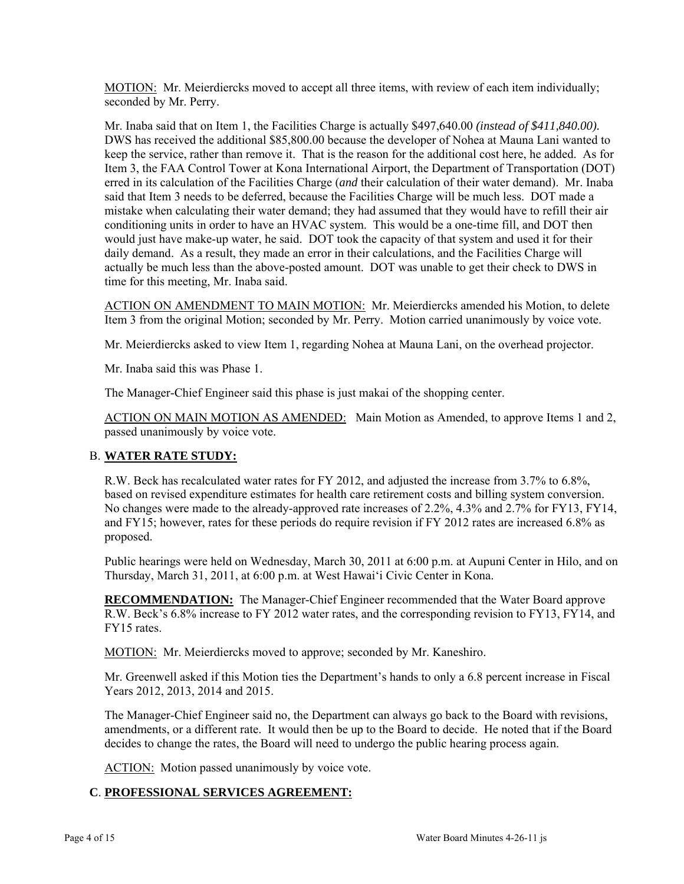MOTION: Mr. Meierdiercks moved to accept all three items, with review of each item individually; seconded by Mr. Perry.

Mr. Inaba said that on Item 1, the Facilities Charge is actually $497,640.00 *(instead of $411,840.00).* DWS has received the additional $85,800.00 because the developer of Nohea at Mauna Lani wanted to keep the service, rather than remove it. That is the reason for the additional cost here, he added. As for Item 3, the FAA Control Tower at Kona International Airport, the Department of Transportation (DOT) erred in its calculation of the Facilities Charge (*and* their calculation of their water demand). Mr. Inaba said that Item 3 needs to be deferred, because the Facilities Charge will be much less. DOT made a mistake when calculating their water demand; they had assumed that they would have to refill their air conditioning units in order to have an HVAC system. This would be a one-time fill, and DOT then would just have make-up water, he said. DOT took the capacity of that system and used it for their daily demand. As a result, they made an error in their calculations, and the Facilities Charge will actually be much less than the above-posted amount. DOT was unable to get their check to DWS in time for this meeting, Mr. Inaba said.

ACTION ON AMENDMENT TO MAIN MOTION: Mr. Meierdiercks amended his Motion, to delete Item 3 from the original Motion; seconded by Mr. Perry. Motion carried unanimously by voice vote.

Mr. Meierdiercks asked to view Item 1, regarding Nohea at Mauna Lani, on the overhead projector.

Mr. Inaba said this was Phase 1.

The Manager-Chief Engineer said this phase is just makai of the shopping center.

ACTION ON MAIN MOTION AS AMENDED: Main Motion as Amended, to approve Items 1 and 2, passed unanimously by voice vote.

## B. WATER RATE STUDY:

R.W. Beck has recalculated water rates for FY 2012, and adjusted the increase from 3.7% to 6.8%, based on revised expenditure estimates for health care retirement costs and billing system conversion. No changes were made to the already-approved rate increases of 2.2%, 4.3% and 2.7% for FY13, FY14, and FY15; however, rates for these periods do require revision if FY 2012 rates are increased 6.8% as proposed.

Public hearings were held on Wednesday, March 30, 2011 at 6:00 p.m. at Aupuni Center in Hilo, and on Thursday, March 31, 2011, at 6:00 p.m. at West Hawai‘i Civic Center in Kona.

**RECOMMENDATION:** The Manager-Chief Engineer recommended that the Water Board approve R.W. Beck's 6.8% increase to FY 2012 water rates, and the corresponding revision to FY13, FY14, and FY15 rates.

MOTION: Mr. Meierdiercks moved to approve; seconded by Mr. Kaneshiro.

Mr. Greenwell asked if this Motion ties the Department's hands to only a 6.8 percent increase in Fiscal Years 2012, 2013, 2014 and 2015.

The Manager-Chief Engineer said no, the Department can always go back to the Board with revisions, amendments, or a different rate. It would then be up to the Board to decide. He noted that if the Board decides to change the rates, the Board will need to undergo the public hearing process again.

ACTION: Motion passed unanimously by voice vote.

## C. PROFESSIONAL SERVICES AGREEMENT: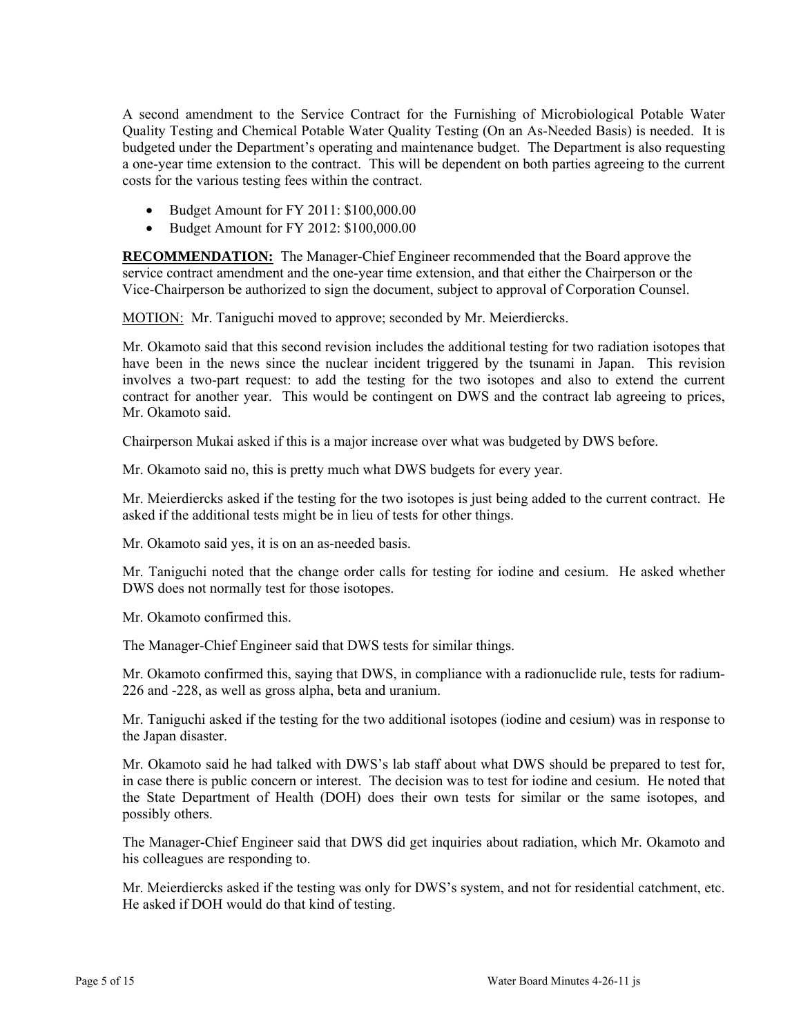A second amendment to the Service Contract for the Furnishing of Microbiological Potable Water Quality Testing and Chemical Potable Water Quality Testing (On an As-Needed Basis) is needed. It is budgeted under the Department's operating and maintenance budget. The Department is also requesting a one-year time extension to the contract. This will be dependent on both parties agreeing to the current costs for the various testing fees within the contract.

- Budget Amount for FY 2011: $100,000.00
- Budget Amount for FY 2012: $100,000.00

**RECOMMENDATION:** The Manager-Chief Engineer recommended that the Board approve the service contract amendment and the one-year time extension, and that either the Chairperson or the Vice-Chairperson be authorized to sign the document, subject to approval of Corporation Counsel.

MOTION: Mr. Taniguchi moved to approve; seconded by Mr. Meierdiercks.

Mr. Okamoto said that this second revision includes the additional testing for two radiation isotopes that have been in the news since the nuclear incident triggered by the tsunami in Japan. This revision involves a two-part request: to add the testing for the two isotopes and also to extend the current contract for another year. This would be contingent on DWS and the contract lab agreeing to prices, Mr. Okamoto said.

Chairperson Mukai asked if this is a major increase over what was budgeted by DWS before.

Mr. Okamoto said no, this is pretty much what DWS budgets for every year.

Mr. Meierdiercks asked if the testing for the two isotopes is just being added to the current contract. He asked if the additional tests might be in lieu of tests for other things.

Mr. Okamoto said yes, it is on an as-needed basis.

Mr. Taniguchi noted that the change order calls for testing for iodine and cesium. He asked whether DWS does not normally test for those isotopes.

Mr. Okamoto confirmed this.

The Manager-Chief Engineer said that DWS tests for similar things.

Mr. Okamoto confirmed this, saying that DWS, in compliance with a radionuclide rule, tests for radium-226 and -228, as well as gross alpha, beta and uranium.

Mr. Taniguchi asked if the testing for the two additional isotopes (iodine and cesium) was in response to the Japan disaster.

Mr. Okamoto said he had talked with DWS's lab staff about what DWS should be prepared to test for, in case there is public concern or interest. The decision was to test for iodine and cesium. He noted that the State Department of Health (DOH) does their own tests for similar or the same isotopes, and possibly others.

The Manager-Chief Engineer said that DWS did get inquiries about radiation, which Mr. Okamoto and his colleagues are responding to.

Mr. Meierdiercks asked if the testing was only for DWS's system, and not for residential catchment, etc. He asked if DOH would do that kind of testing.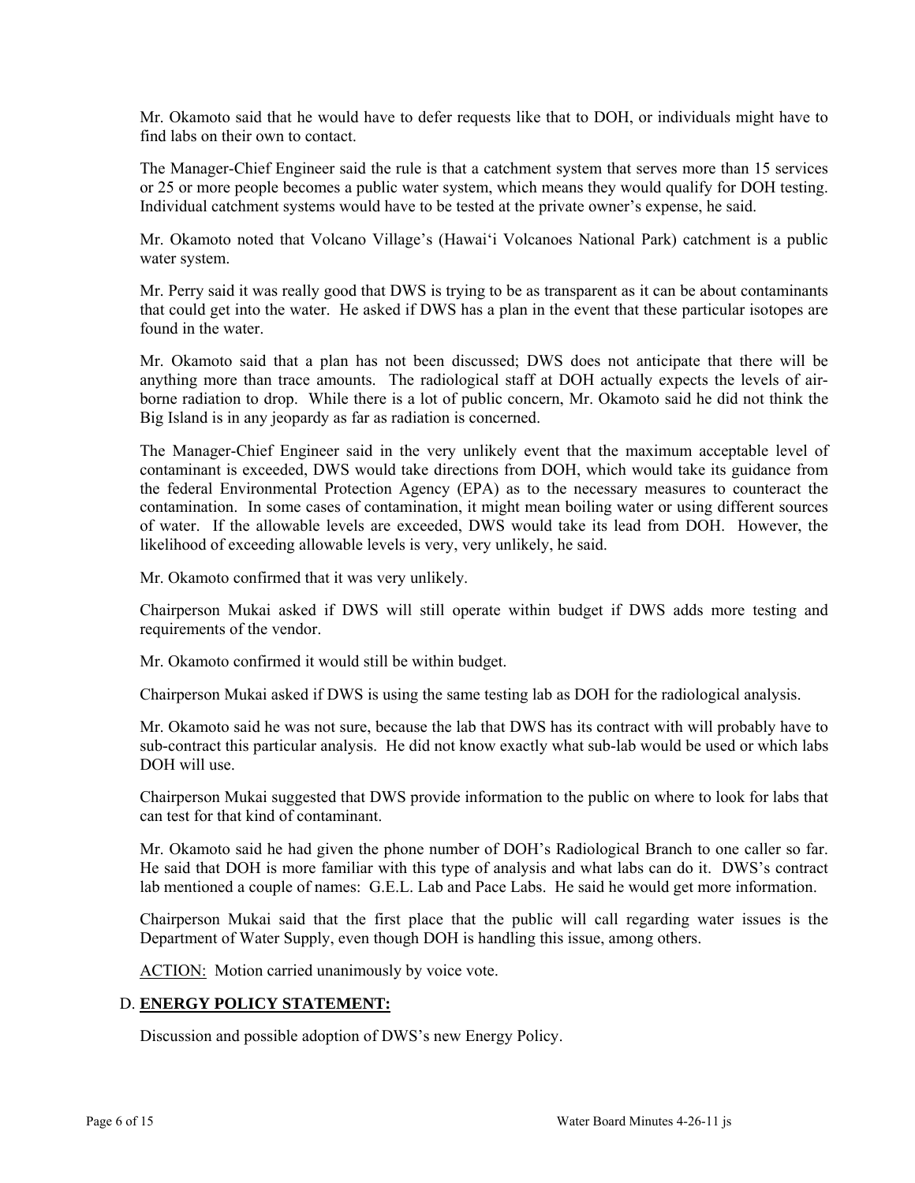Mr. Okamoto said that he would have to defer requests like that to DOH, or individuals might have to find labs on their own to contact.

The Manager-Chief Engineer said the rule is that a catchment system that serves more than 15 services or 25 or more people becomes a public water system, which means they would qualify for DOH testing. Individual catchment systems would have to be tested at the private owner's expense, he said.

Mr. Okamoto noted that Volcano Village's (Hawai'i Volcanoes National Park) catchment is a public water system.

Mr. Perry said it was really good that DWS is trying to be as transparent as it can be about contaminants that could get into the water. He asked if DWS has a plan in the event that these particular isotopes are found in the water.

Mr. Okamoto said that a plan has not been discussed; DWS does not anticipate that there will be anything more than trace amounts. The radiological staff at DOH actually expects the levels of air-borne radiation to drop. While there is a lot of public concern, Mr. Okamoto said he did not think the Big Island is in any jeopardy as far as radiation is concerned.

The Manager-Chief Engineer said in the very unlikely event that the maximum acceptable level of contaminant is exceeded, DWS would take directions from DOH, which would take its guidance from the federal Environmental Protection Agency (EPA) as to the necessary measures to counteract the contamination. In some cases of contamination, it might mean boiling water or using different sources of water. If the allowable levels are exceeded, DWS would take its lead from DOH. However, the likelihood of exceeding allowable levels is very, very unlikely, he said.

Mr. Okamoto confirmed that it was very unlikely.

Chairperson Mukai asked if DWS will still operate within budget if DWS adds more testing and requirements of the vendor.

Mr. Okamoto confirmed it would still be within budget.

Chairperson Mukai asked if DWS is using the same testing lab as DOH for the radiological analysis.

Mr. Okamoto said he was not sure, because the lab that DWS has its contract with will probably have to sub-contract this particular analysis. He did not know exactly what sub-lab would be used or which labs DOH will use.

Chairperson Mukai suggested that DWS provide information to the public on where to look for labs that can test for that kind of contaminant.

Mr. Okamoto said he had given the phone number of DOH's Radiological Branch to one caller so far. He said that DOH is more familiar with this type of analysis and what labs can do it. DWS's contract lab mentioned a couple of names: G.E.L. Lab and Pace Labs. He said he would get more information.

Chairperson Mukai said that the first place that the public will call regarding water issues is the Department of Water Supply, even though DOH is handling this issue, among others.

ACTION: Motion carried unanimously by voice vote.

## D. **ENERGY POLICY STATEMENT:**

Discussion and possible adoption of DWS's new Energy Policy.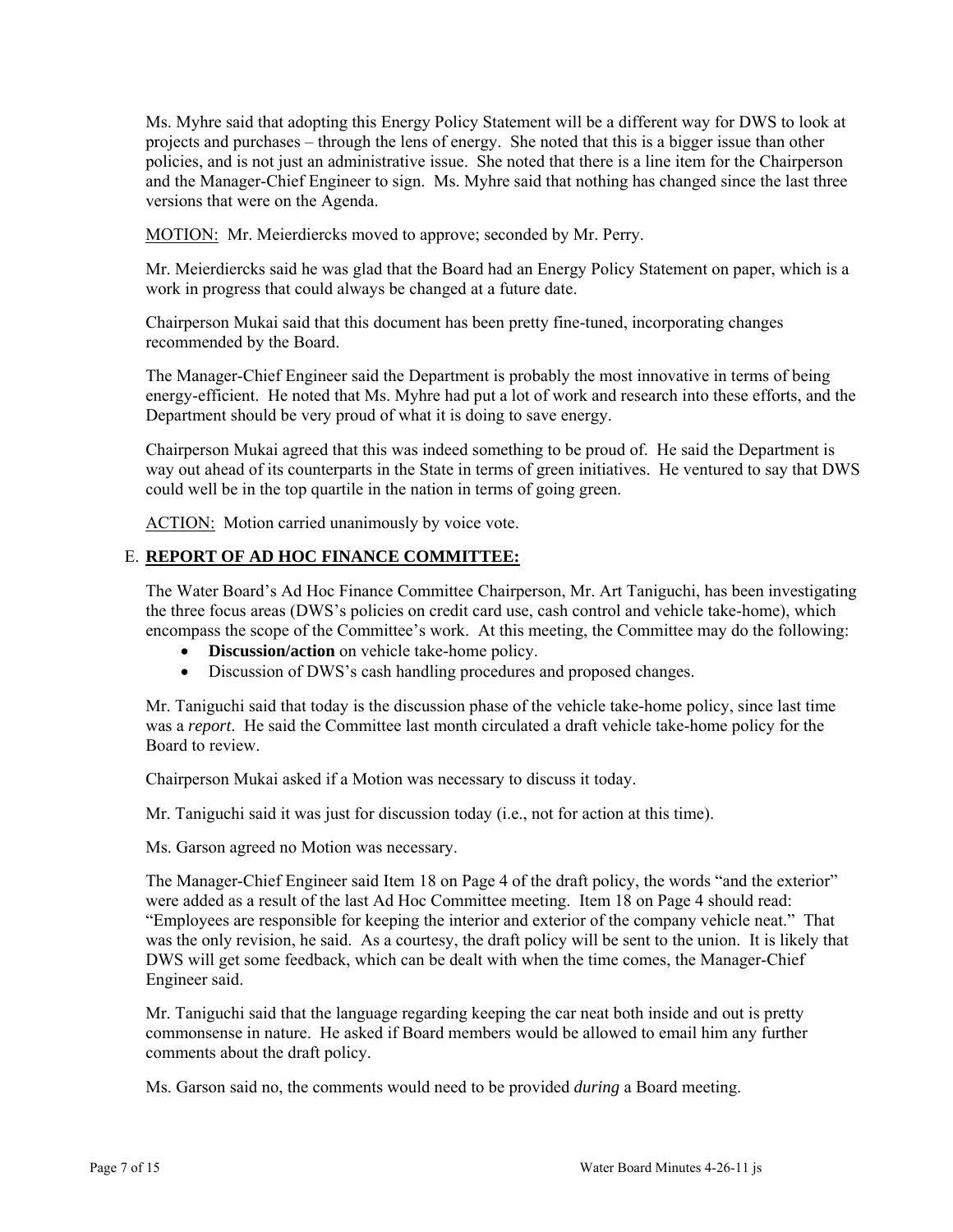Ms. Myhre said that adopting this Energy Policy Statement will be a different way for DWS to look at projects and purchases – through the lens of energy. She noted that this is a bigger issue than other policies, and is not just an administrative issue. She noted that there is a line item for the Chairperson and the Manager-Chief Engineer to sign. Ms. Myhre said that nothing has changed since the last three versions that were on the Agenda.

MOTION: Mr. Meierdiercks moved to approve; seconded by Mr. Perry.

Mr. Meierdiercks said he was glad that the Board had an Energy Policy Statement on paper, which is a work in progress that could always be changed at a future date.

Chairperson Mukai said that this document has been pretty fine-tuned, incorporating changes recommended by the Board.

The Manager-Chief Engineer said the Department is probably the most innovative in terms of being energy-efficient. He noted that Ms. Myhre had put a lot of work and research into these efforts, and the Department should be very proud of what it is doing to save energy.

Chairperson Mukai agreed that this was indeed something to be proud of. He said the Department is way out ahead of its counterparts in the State in terms of green initiatives. He ventured to say that DWS could well be in the top quartile in the nation in terms of going green.

ACTION: Motion carried unanimously by voice vote.

## E. REPORT OF AD HOC FINANCE COMMITTEE:

The Water Board's Ad Hoc Finance Committee Chairperson, Mr. Art Taniguchi, has been investigating the three focus areas (DWS's policies on credit card use, cash control and vehicle take-home), which encompass the scope of the Committee's work. At this meeting, the Committee may do the following:

- **Discussion/action** on vehicle take-home policy.
- Discussion of DWS's cash handling procedures and proposed changes.

Mr. Taniguchi said that today is the discussion phase of the vehicle take-home policy, since last time was a *report*. He said the Committee last month circulated a draft vehicle take-home policy for the Board to review.

Chairperson Mukai asked if a Motion was necessary to discuss it today.

Mr. Taniguchi said it was just for discussion today (i.e., not for action at this time).

Ms. Garson agreed no Motion was necessary.

The Manager-Chief Engineer said Item 18 on Page 4 of the draft policy, the words "and the exterior" were added as a result of the last Ad Hoc Committee meeting. Item 18 on Page 4 should read: "Employees are responsible for keeping the interior and exterior of the company vehicle neat." That was the only revision, he said. As a courtesy, the draft policy will be sent to the union. It is likely that DWS will get some feedback, which can be dealt with when the time comes, the Manager-Chief Engineer said.

Mr. Taniguchi said that the language regarding keeping the car neat both inside and out is pretty commonsense in nature. He asked if Board members would be allowed to email him any further comments about the draft policy.

Ms. Garson said no, the comments would need to be provided *during* a Board meeting.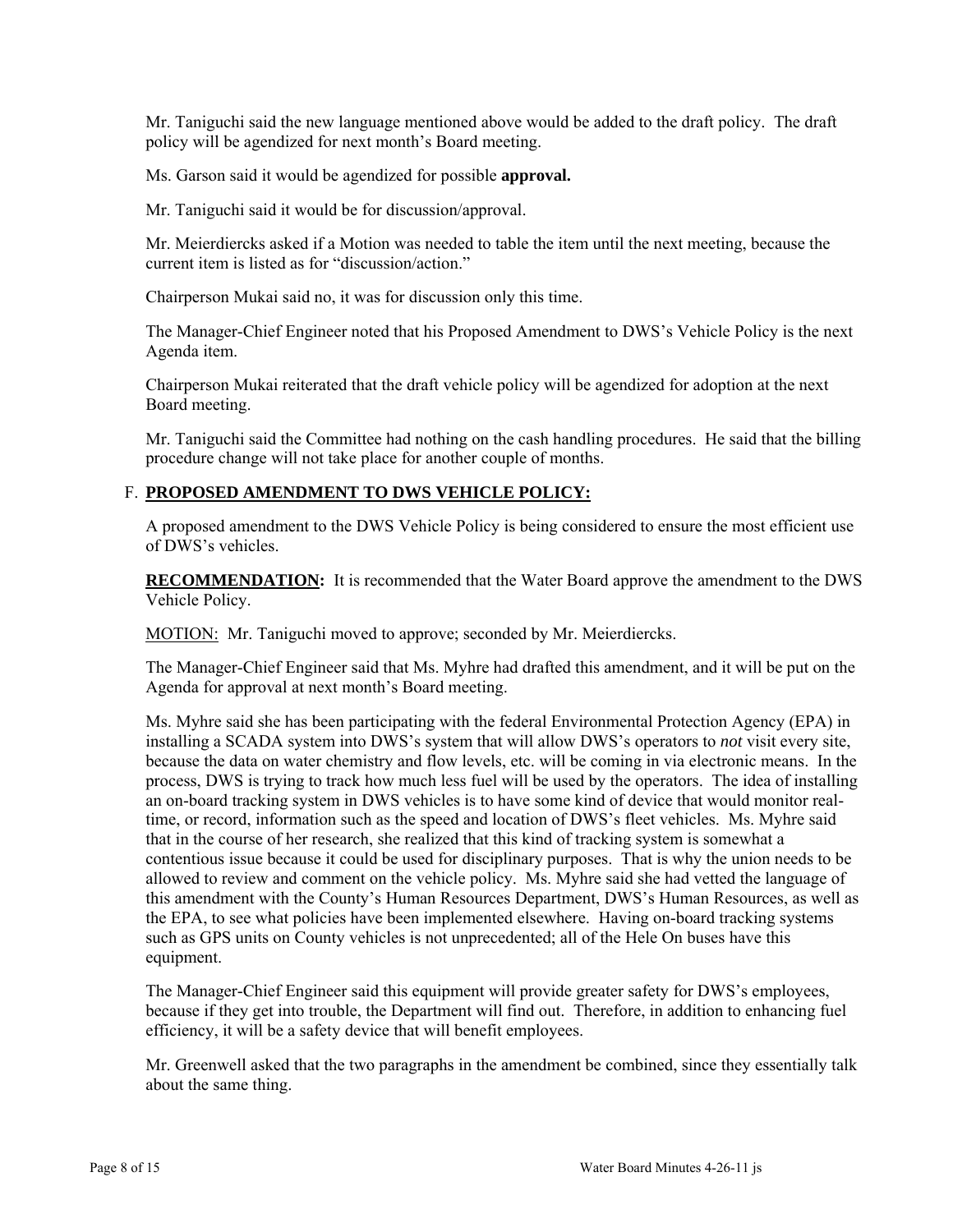Mr. Taniguchi said the new language mentioned above would be added to the draft policy. The draft policy will be agendized for next month's Board meeting.

Ms. Garson said it would be agendized for possible **approval.**

Mr. Taniguchi said it would be for discussion/approval.

Mr. Meierdiercks asked if a Motion was needed to table the item until the next meeting, because the current item is listed as for "discussion/action."

Chairperson Mukai said no, it was for discussion only this time.

The Manager-Chief Engineer noted that his Proposed Amendment to DWS's Vehicle Policy is the next Agenda item.

Chairperson Mukai reiterated that the draft vehicle policy will be agendized for adoption at the next Board meeting.

Mr. Taniguchi said the Committee had nothing on the cash handling procedures. He said that the billing procedure change will not take place for another couple of months.

F. **PROPOSED AMENDMENT TO DWS VEHICLE POLICY:**

A proposed amendment to the DWS Vehicle Policy is being considered to ensure the most efficient use of DWS's vehicles.

**RECOMMENDATION:** It is recommended that the Water Board approve the amendment to the DWS Vehicle Policy.

MOTION: Mr. Taniguchi moved to approve; seconded by Mr. Meierdiercks.

The Manager-Chief Engineer said that Ms. Myhre had drafted this amendment, and it will be put on the Agenda for approval at next month's Board meeting.

Ms. Myhre said she has been participating with the federal Environmental Protection Agency (EPA) in installing a SCADA system into DWS's system that will allow DWS's operators to *not* visit every site, because the data on water chemistry and flow levels, etc. will be coming in via electronic means. In the process, DWS is trying to track how much less fuel will be used by the operators. The idea of installing an on-board tracking system in DWS vehicles is to have some kind of device that would monitor real-time, or record, information such as the speed and location of DWS's fleet vehicles. Ms. Myhre said that in the course of her research, she realized that this kind of tracking system is somewhat a contentious issue because it could be used for disciplinary purposes. That is why the union needs to be allowed to review and comment on the vehicle policy. Ms. Myhre said she had vetted the language of this amendment with the County's Human Resources Department, DWS's Human Resources, as well as the EPA, to see what policies have been implemented elsewhere. Having on-board tracking systems such as GPS units on County vehicles is not unprecedented; all of the Hele On buses have this equipment.

The Manager-Chief Engineer said this equipment will provide greater safety for DWS's employees, because if they get into trouble, the Department will find out. Therefore, in addition to enhancing fuel efficiency, it will be a safety device that will benefit employees.

Mr. Greenwell asked that the two paragraphs in the amendment be combined, since they essentially talk about the same thing.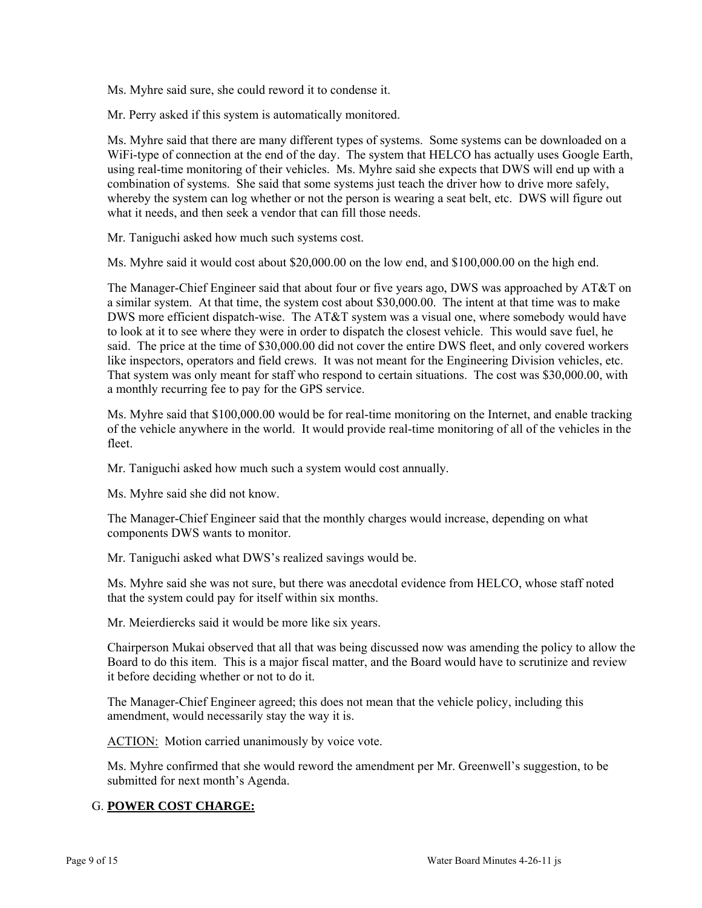Ms. Myhre said sure, she could reword it to condense it.

Mr. Perry asked if this system is automatically monitored.

Ms. Myhre said that there are many different types of systems. Some systems can be downloaded on a WiFi-type of connection at the end of the day. The system that HELCO has actually uses Google Earth, using real-time monitoring of their vehicles. Ms. Myhre said she expects that DWS will end up with a combination of systems. She said that some systems just teach the driver how to drive more safely, whereby the system can log whether or not the person is wearing a seat belt, etc. DWS will figure out what it needs, and then seek a vendor that can fill those needs.

Mr. Taniguchi asked how much such systems cost.

Ms. Myhre said it would cost about $20,000.00 on the low end, and $100,000.00 on the high end.

The Manager-Chief Engineer said that about four or five years ago, DWS was approached by AT&T on a similar system. At that time, the system cost about $30,000.00. The intent at that time was to make DWS more efficient dispatch-wise. The AT&T system was a visual one, where somebody would have to look at it to see where they were in order to dispatch the closest vehicle. This would save fuel, he said. The price at the time of $30,000.00 did not cover the entire DWS fleet, and only covered workers like inspectors, operators and field crews. It was not meant for the Engineering Division vehicles, etc. That system was only meant for staff who respond to certain situations. The cost was $30,000.00, with a monthly recurring fee to pay for the GPS service.

Ms. Myhre said that $100,000.00 would be for real-time monitoring on the Internet, and enable tracking of the vehicle anywhere in the world. It would provide real-time monitoring of all of the vehicles in the fleet.

Mr. Taniguchi asked how much such a system would cost annually.

Ms. Myhre said she did not know.

The Manager-Chief Engineer said that the monthly charges would increase, depending on what components DWS wants to monitor.

Mr. Taniguchi asked what DWS's realized savings would be.

Ms. Myhre said she was not sure, but there was anecdotal evidence from HELCO, whose staff noted that the system could pay for itself within six months.

Mr. Meierdiercks said it would be more like six years.

Chairperson Mukai observed that all that was being discussed now was amending the policy to allow the Board to do this item. This is a major fiscal matter, and the Board would have to scrutinize and review it before deciding whether or not to do it.

The Manager-Chief Engineer agreed; this does not mean that the vehicle policy, including this amendment, would necessarily stay the way it is.

ACTION: Motion carried unanimously by voice vote.

Ms. Myhre confirmed that she would reword the amendment per Mr. Greenwell's suggestion, to be submitted for next month's Agenda.

## G. POWER COST CHARGE: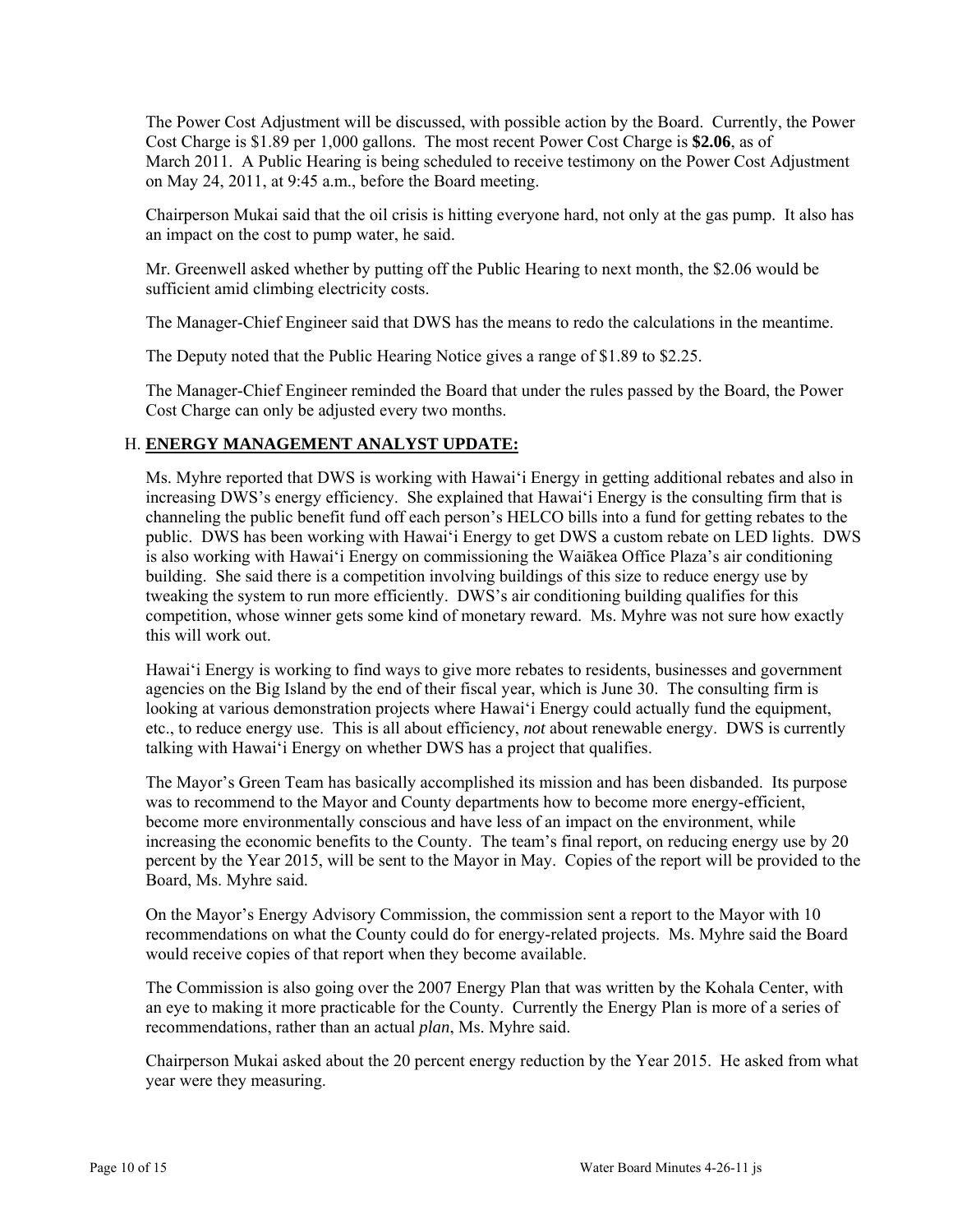The Power Cost Adjustment will be discussed, with possible action by the Board. Currently, the Power Cost Charge is $1.89 per 1,000 gallons. The most recent Power Cost Charge is **$2.06**, as of March 2011. A Public Hearing is being scheduled to receive testimony on the Power Cost Adjustment on May 24, 2011, at 9:45 a.m., before the Board meeting.

Chairperson Mukai said that the oil crisis is hitting everyone hard, not only at the gas pump. It also has an impact on the cost to pump water, he said.

Mr. Greenwell asked whether by putting off the Public Hearing to next month, the $2.06 would be sufficient amid climbing electricity costs.

The Manager-Chief Engineer said that DWS has the means to redo the calculations in the meantime.

The Deputy noted that the Public Hearing Notice gives a range of $1.89 to $2.25.

The Manager-Chief Engineer reminded the Board that under the rules passed by the Board, the Power Cost Charge can only be adjusted every two months.

## H. **ENERGY MANAGEMENT ANALYST UPDATE:**

Ms. Myhre reported that DWS is working with Hawai'i Energy in getting additional rebates and also in increasing DWS's energy efficiency. She explained that Hawai'i Energy is the consulting firm that is channeling the public benefit fund off each person's HELCO bills into a fund for getting rebates to the public. DWS has been working with Hawai'i Energy to get DWS a custom rebate on LED lights. DWS is also working with Hawai'i Energy on commissioning the Waiākea Office Plaza's air conditioning building. She said there is a competition involving buildings of this size to reduce energy use by tweaking the system to run more efficiently. DWS's air conditioning building qualifies for this competition, whose winner gets some kind of monetary reward. Ms. Myhre was not sure how exactly this will work out.

Hawai'i Energy is working to find ways to give more rebates to residents, businesses and government agencies on the Big Island by the end of their fiscal year, which is June 30. The consulting firm is looking at various demonstration projects where Hawai'i Energy could actually fund the equipment, etc., to reduce energy use. This is all about efficiency, *not* about renewable energy. DWS is currently talking with Hawai'i Energy on whether DWS has a project that qualifies.

The Mayor's Green Team has basically accomplished its mission and has been disbanded. Its purpose was to recommend to the Mayor and County departments how to become more energy-efficient, become more environmentally conscious and have less of an impact on the environment, while increasing the economic benefits to the County. The team's final report, on reducing energy use by 20 percent by the Year 2015, will be sent to the Mayor in May. Copies of the report will be provided to the Board, Ms. Myhre said.

On the Mayor's Energy Advisory Commission, the commission sent a report to the Mayor with 10 recommendations on what the County could do for energy-related projects. Ms. Myhre said the Board would receive copies of that report when they become available.

The Commission is also going over the 2007 Energy Plan that was written by the Kohala Center, with an eye to making it more practicable for the County. Currently the Energy Plan is more of a series of recommendations, rather than an actual *plan*, Ms. Myhre said.

Chairperson Mukai asked about the 20 percent energy reduction by the Year 2015. He asked from what year were they measuring.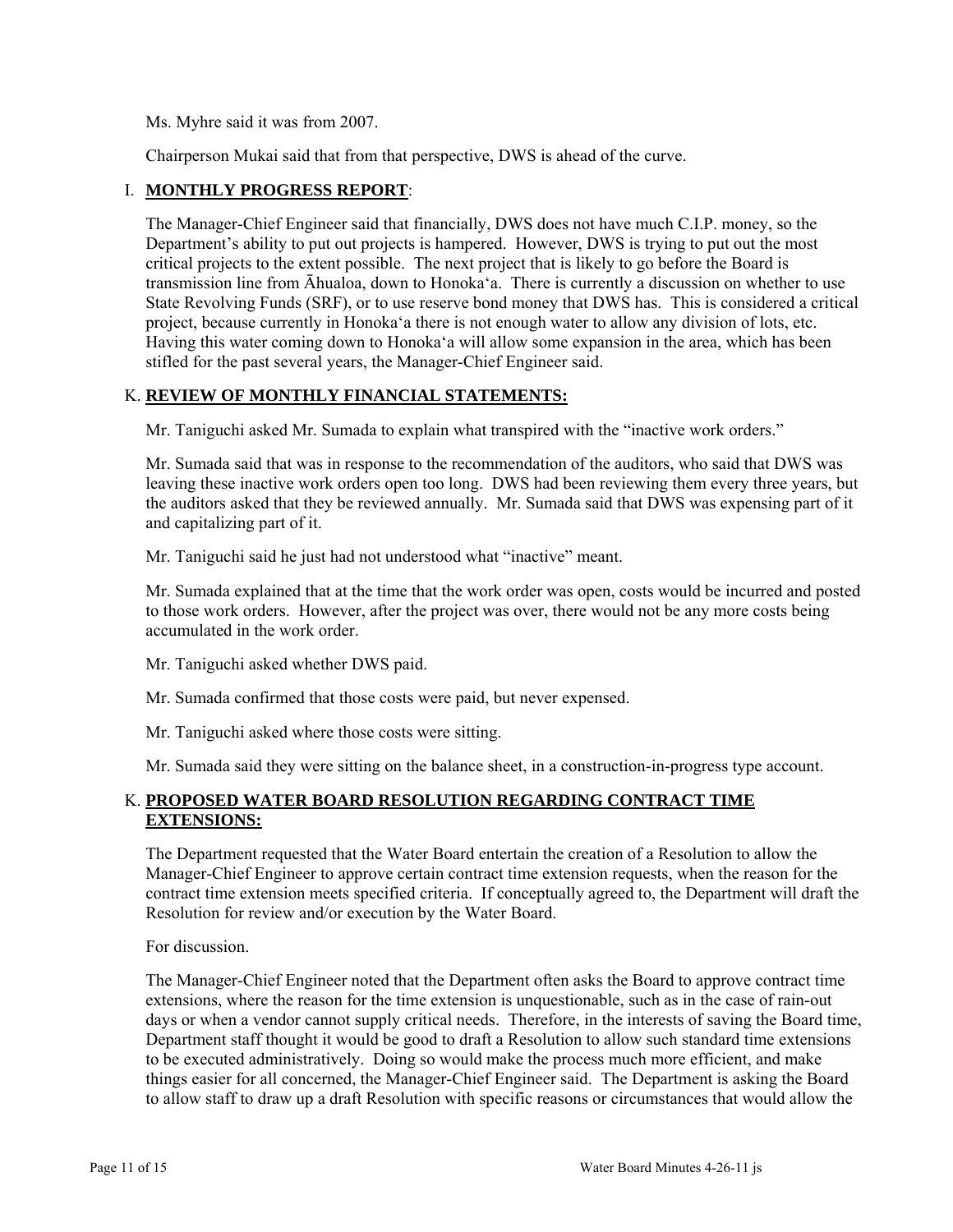Ms. Myhre said it was from 2007.

Chairperson Mukai said that from that perspective, DWS is ahead of the curve.

## I. **MONTHLY PROGRESS REPORT**:

The Manager-Chief Engineer said that financially, DWS does not have much C.I.P. money, so the Department's ability to put out projects is hampered. However, DWS is trying to put out the most critical projects to the extent possible. The next project that is likely to go before the Board is transmission line from Āhualoa, down to Honoka'a. There is currently a discussion on whether to use State Revolving Funds (SRF), or to use reserve bond money that DWS has. This is considered a critical project, because currently in Honoka'a there is not enough water to allow any division of lots, etc. Having this water coming down to Honoka'a will allow some expansion in the area, which has been stifled for the past several years, the Manager-Chief Engineer said.

## K. **REVIEW OF MONTHLY FINANCIAL STATEMENTS:**

Mr. Taniguchi asked Mr. Sumada to explain what transpired with the "inactive work orders."

Mr. Sumada said that was in response to the recommendation of the auditors, who said that DWS was leaving these inactive work orders open too long. DWS had been reviewing them every three years, but the auditors asked that they be reviewed annually. Mr. Sumada said that DWS was expensing part of it and capitalizing part of it.

Mr. Taniguchi said he just had not understood what "inactive" meant.

Mr. Sumada explained that at the time that the work order was open, costs would be incurred and posted to those work orders. However, after the project was over, there would not be any more costs being accumulated in the work order.

Mr. Taniguchi asked whether DWS paid.

Mr. Sumada confirmed that those costs were paid, but never expensed.

Mr. Taniguchi asked where those costs were sitting.

Mr. Sumada said they were sitting on the balance sheet, in a construction-in-progress type account.

## K. **PROPOSED WATER BOARD RESOLUTION REGARDING CONTRACT TIME EXTENSIONS:**

The Department requested that the Water Board entertain the creation of a Resolution to allow the Manager-Chief Engineer to approve certain contract time extension requests, when the reason for the contract time extension meets specified criteria. If conceptually agreed to, the Department will draft the Resolution for review and/or execution by the Water Board.

For discussion.

The Manager-Chief Engineer noted that the Department often asks the Board to approve contract time extensions, where the reason for the time extension is unquestionable, such as in the case of rain-out days or when a vendor cannot supply critical needs. Therefore, in the interests of saving the Board time, Department staff thought it would be good to draft a Resolution to allow such standard time extensions to be executed administratively. Doing so would make the process much more efficient, and make things easier for all concerned, the Manager-Chief Engineer said. The Department is asking the Board to allow staff to draw up a draft Resolution with specific reasons or circumstances that would allow the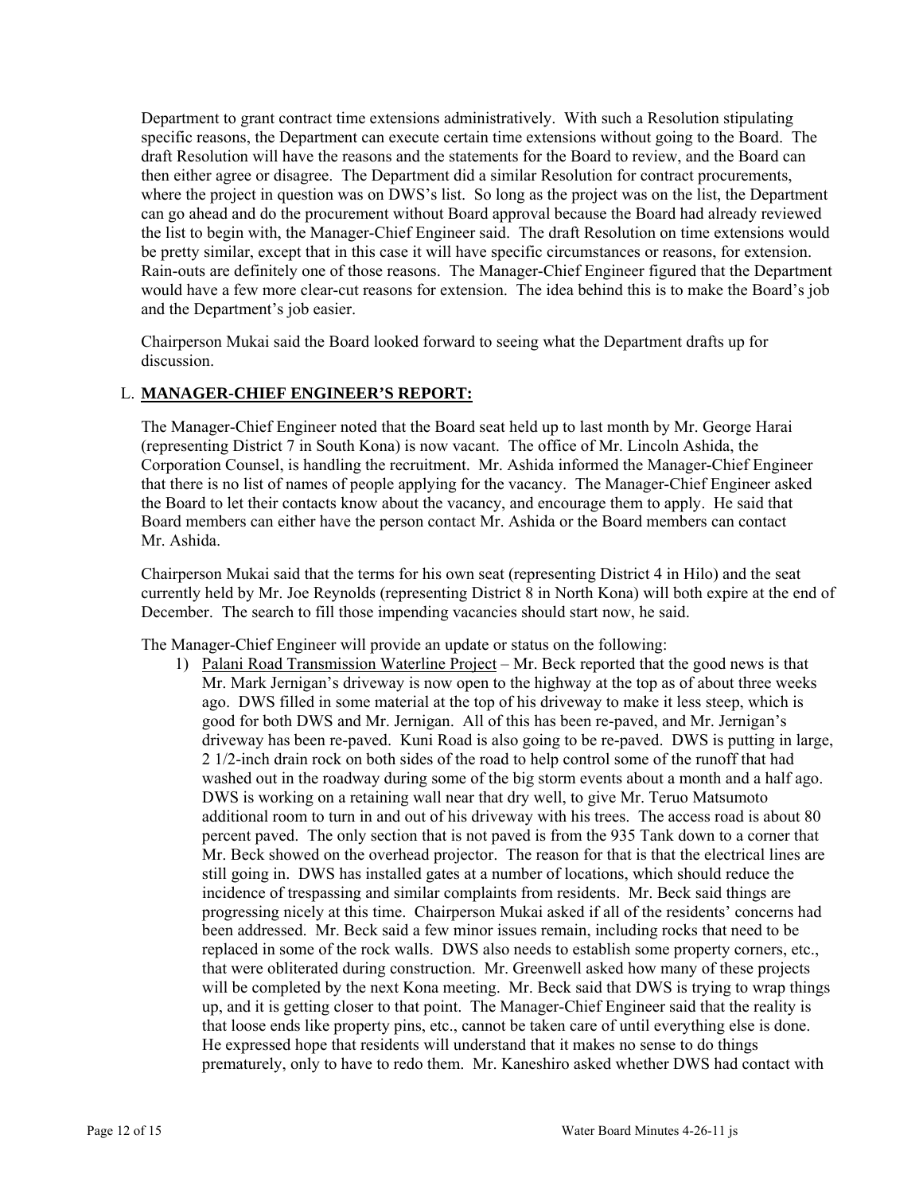Department to grant contract time extensions administratively. With such a Resolution stipulating specific reasons, the Department can execute certain time extensions without going to the Board. The draft Resolution will have the reasons and the statements for the Board to review, and the Board can then either agree or disagree. The Department did a similar Resolution for contract procurements, where the project in question was on DWS's list. So long as the project was on the list, the Department can go ahead and do the procurement without Board approval because the Board had already reviewed the list to begin with, the Manager-Chief Engineer said. The draft Resolution on time extensions would be pretty similar, except that in this case it will have specific circumstances or reasons, for extension. Rain-outs are definitely one of those reasons. The Manager-Chief Engineer figured that the Department would have a few more clear-cut reasons for extension. The idea behind this is to make the Board's job and the Department's job easier.

Chairperson Mukai said the Board looked forward to seeing what the Department drafts up for discussion.

## L. **MANAGER-CHIEF ENGINEER'S REPORT:**

The Manager-Chief Engineer noted that the Board seat held up to last month by Mr. George Harai (representing District 7 in South Kona) is now vacant. The office of Mr. Lincoln Ashida, the Corporation Counsel, is handling the recruitment. Mr. Ashida informed the Manager-Chief Engineer that there is no list of names of people applying for the vacancy. The Manager-Chief Engineer asked the Board to let their contacts know about the vacancy, and encourage them to apply. He said that Board members can either have the person contact Mr. Ashida or the Board members can contact Mr. Ashida.

Chairperson Mukai said that the terms for his own seat (representing District 4 in Hilo) and the seat currently held by Mr. Joe Reynolds (representing District 8 in North Kona) will both expire at the end of December. The search to fill those impending vacancies should start now, he said.

The Manager-Chief Engineer will provide an update or status on the following:

1) Palani Road Transmission Waterline Project – Mr. Beck reported that the good news is that Mr. Mark Jernigan's driveway is now open to the highway at the top as of about three weeks ago. DWS filled in some material at the top of his driveway to make it less steep, which is good for both DWS and Mr. Jernigan. All of this has been re-paved, and Mr. Jernigan's driveway has been re-paved. Kuni Road is also going to be re-paved. DWS is putting in large, 2 1/2-inch drain rock on both sides of the road to help control some of the runoff that had washed out in the roadway during some of the big storm events about a month and a half ago. DWS is working on a retaining wall near that dry well, to give Mr. Teruo Matsumoto additional room to turn in and out of his driveway with his trees. The access road is about 80 percent paved. The only section that is not paved is from the 935 Tank down to a corner that Mr. Beck showed on the overhead projector. The reason for that is that the electrical lines are still going in. DWS has installed gates at a number of locations, which should reduce the incidence of trespassing and similar complaints from residents. Mr. Beck said things are progressing nicely at this time. Chairperson Mukai asked if all of the residents' concerns had been addressed. Mr. Beck said a few minor issues remain, including rocks that need to be replaced in some of the rock walls. DWS also needs to establish some property corners, etc., that were obliterated during construction. Mr. Greenwell asked how many of these projects will be completed by the next Kona meeting. Mr. Beck said that DWS is trying to wrap things up, and it is getting closer to that point. The Manager-Chief Engineer said that the reality is that loose ends like property pins, etc., cannot be taken care of until everything else is done. He expressed hope that residents will understand that it makes no sense to do things prematurely, only to have to redo them. Mr. Kaneshiro asked whether DWS had contact with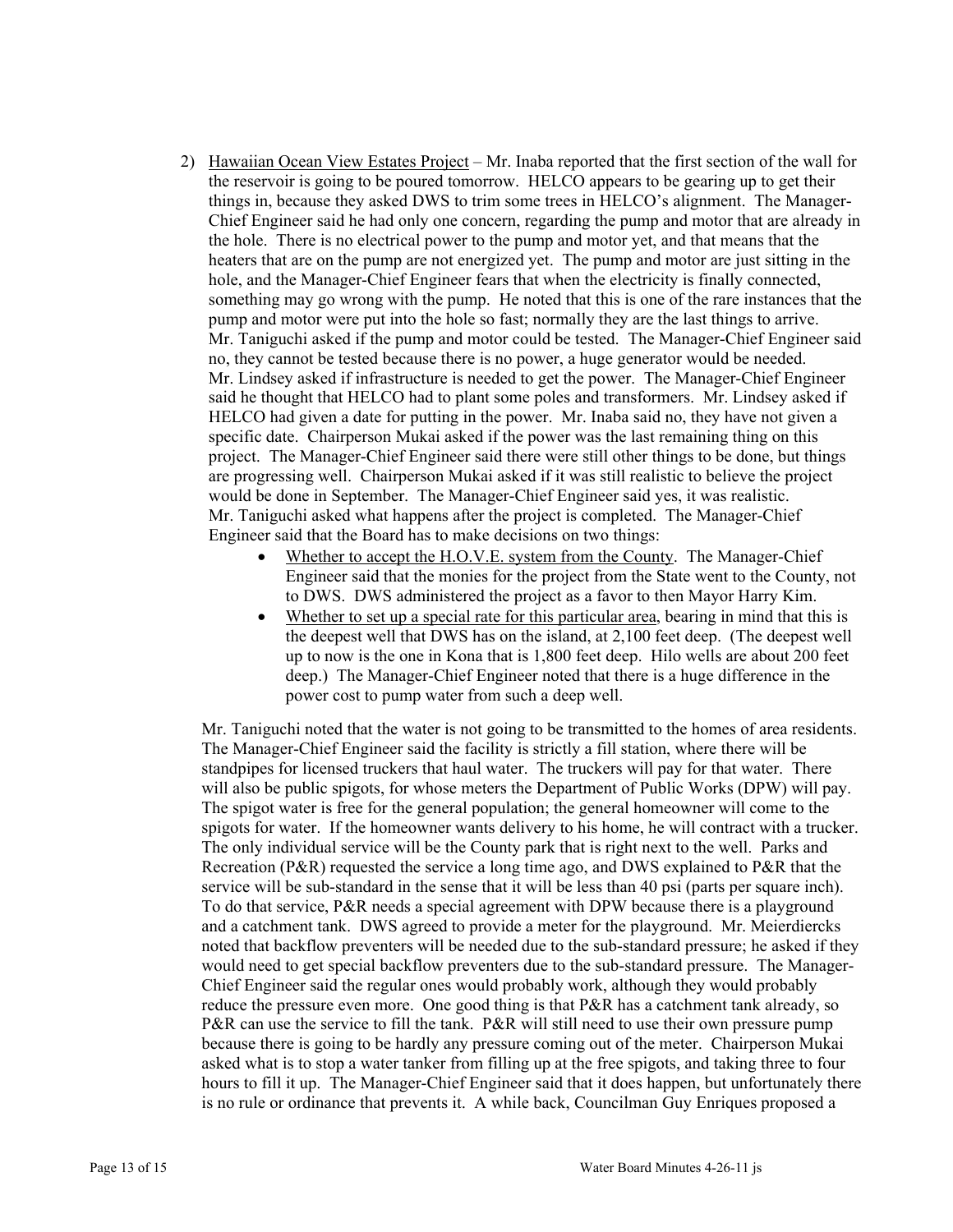2) <u>Hawaiian Ocean View Estates Project</u> – Mr. Inaba reported that the first section of the wall for the reservoir is going to be poured tomorrow. HELCO appears to be gearing up to get their things in, because they asked DWS to trim some trees in HELCO's alignment. The Manager-Chief Engineer said he had only one concern, regarding the pump and motor that are already in the hole. There is no electrical power to the pump and motor yet, and that means that the heaters that are on the pump are not energized yet. The pump and motor are just sitting in the hole, and the Manager-Chief Engineer fears that when the electricity is finally connected, something may go wrong with the pump. He noted that this is one of the rare instances that the pump and motor were put into the hole so fast; normally they are the last things to arrive. Mr. Taniguchi asked if the pump and motor could be tested. The Manager-Chief Engineer said no, they cannot be tested because there is no power, a huge generator would be needed. Mr. Lindsey asked if infrastructure is needed to get the power. The Manager-Chief Engineer said he thought that HELCO had to plant some poles and transformers. Mr. Lindsey asked if HELCO had given a date for putting in the power. Mr. Inaba said no, they have not given a specific date. Chairperson Mukai asked if the power was the last remaining thing on this project. The Manager-Chief Engineer said there were still other things to be done, but things are progressing well. Chairperson Mukai asked if it was still realistic to believe the project would be done in September. The Manager-Chief Engineer said yes, it was realistic. Mr. Taniguchi asked what happens after the project is completed. The Manager-Chief Engineer said that the Board has to make decisions on two things:

   - <u>Whether to accept the H.O.V.E. system from the County</u>. The Manager-Chief Engineer said that the monies for the project from the State went to the County, not to DWS. DWS administered the project as a favor to then Mayor Harry Kim.
   - <u>Whether to set up a special rate for this particular area</u>, bearing in mind that this is the deepest well that DWS has on the island, at 2,100 feet deep. (The deepest well up to now is the one in Kona that is 1,800 feet deep. Hilo wells are about 200 feet deep.) The Manager-Chief Engineer noted that there is a huge difference in the power cost to pump water from such a deep well.

   Mr. Taniguchi noted that the water is not going to be transmitted to the homes of area residents. The Manager-Chief Engineer said the facility is strictly a fill station, where there will be standpipes for licensed truckers that haul water. The truckers will pay for that water. There will also be public spigots, for whose meters the Department of Public Works (DPW) will pay. The spigot water is free for the general population; the general homeowner will come to the spigots for water. If the homeowner wants delivery to his home, he will contract with a trucker. The only individual service will be the County park that is right next to the well. Parks and Recreation (P&R) requested the service a long time ago, and DWS explained to P&R that the service will be sub-standard in the sense that it will be less than 40 psi (parts per square inch). To do that service, P&R needs a special agreement with DPW because there is a playground and a catchment tank. DWS agreed to provide a meter for the playground. Mr. Meierdiercks noted that backflow preventers will be needed due to the sub-standard pressure; he asked if they would need to get special backflow preventers due to the sub-standard pressure. The Manager-Chief Engineer said the regular ones would probably work, although they would probably reduce the pressure even more. One good thing is that P&R has a catchment tank already, so P&R can use the service to fill the tank. P&R will still need to use their own pressure pump because there is going to be hardly any pressure coming out of the meter. Chairperson Mukai asked what is to stop a water tanker from filling up at the free spigots, and taking three to four hours to fill it up. The Manager-Chief Engineer said that it does happen, but unfortunately there is no rule or ordinance that prevents it. A while back, Councilman Guy Enriques proposed a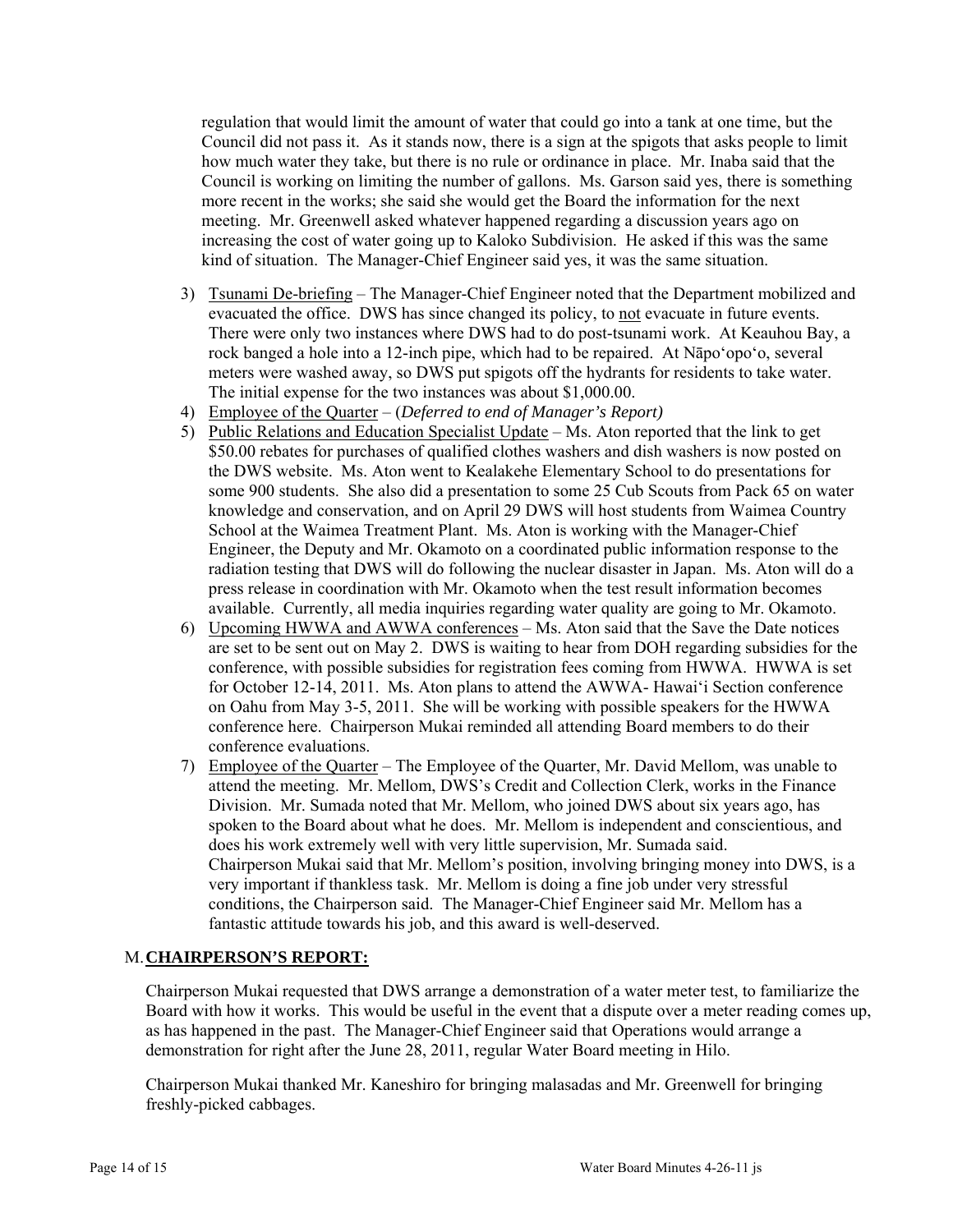regulation that would limit the amount of water that could go into a tank at one time, but the Council did not pass it. As it stands now, there is a sign at the spigots that asks people to limit how much water they take, but there is no rule or ordinance in place. Mr. Inaba said that the Council is working on limiting the number of gallons. Ms. Garson said yes, there is something more recent in the works; she said she would get the Board the information for the next meeting. Mr. Greenwell asked whatever happened regarding a discussion years ago on increasing the cost of water going up to Kaloko Subdivision. He asked if this was the same kind of situation. The Manager-Chief Engineer said yes, it was the same situation.

3) Tsunami De-briefing – The Manager-Chief Engineer noted that the Department mobilized and evacuated the office. DWS has since changed its policy, to not evacuate in future events. There were only two instances where DWS had to do post-tsunami work. At Keauhou Bay, a rock banged a hole into a 12-inch pipe, which had to be repaired. At Nāpoʻopoʻo, several meters were washed away, so DWS put spigots off the hydrants for residents to take water. The initial expense for the two instances was about $1,000.00.
4) Employee of the Quarter – (*Deferred to end of Manager's Report)*
5) Public Relations and Education Specialist Update – Ms. Aton reported that the link to get $50.00 rebates for purchases of qualified clothes washers and dish washers is now posted on the DWS website. Ms. Aton went to Kealakehe Elementary School to do presentations for some 900 students. She also did a presentation to some 25 Cub Scouts from Pack 65 on water knowledge and conservation, and on April 29 DWS will host students from Waimea Country School at the Waimea Treatment Plant. Ms. Aton is working with the Manager-Chief Engineer, the Deputy and Mr. Okamoto on a coordinated public information response to the radiation testing that DWS will do following the nuclear disaster in Japan. Ms. Aton will do a press release in coordination with Mr. Okamoto when the test result information becomes available. Currently, all media inquiries regarding water quality are going to Mr. Okamoto.
6) Upcoming HWWA and AWWA conferences – Ms. Aton said that the Save the Date notices are set to be sent out on May 2. DWS is waiting to hear from DOH regarding subsidies for the conference, with possible subsidies for registration fees coming from HWWA. HWWA is set for October 12-14, 2011. Ms. Aton plans to attend the AWWA- Hawaiʻi Section conference on Oahu from May 3-5, 2011. She will be working with possible speakers for the HWWA conference here. Chairperson Mukai reminded all attending Board members to do their conference evaluations.
7) Employee of the Quarter – The Employee of the Quarter, Mr. David Mellom, was unable to attend the meeting. Mr. Mellom, DWS's Credit and Collection Clerk, works in the Finance Division. Mr. Sumada noted that Mr. Mellom, who joined DWS about six years ago, has spoken to the Board about what he does. Mr. Mellom is independent and conscientious, and does his work extremely well with very little supervision, Mr. Sumada said. Chairperson Mukai said that Mr. Mellom's position, involving bringing money into DWS, is a very important if thankless task. Mr. Mellom is doing a fine job under very stressful conditions, the Chairperson said. The Manager-Chief Engineer said Mr. Mellom has a fantastic attitude towards his job, and this award is well-deserved.

## M. CHAIRPERSON'S REPORT:

Chairperson Mukai requested that DWS arrange a demonstration of a water meter test, to familiarize the Board with how it works. This would be useful in the event that a dispute over a meter reading comes up, as has happened in the past. The Manager-Chief Engineer said that Operations would arrange a demonstration for right after the June 28, 2011, regular Water Board meeting in Hilo.

Chairperson Mukai thanked Mr. Kaneshiro for bringing malasadas and Mr. Greenwell for bringing freshly-picked cabbages.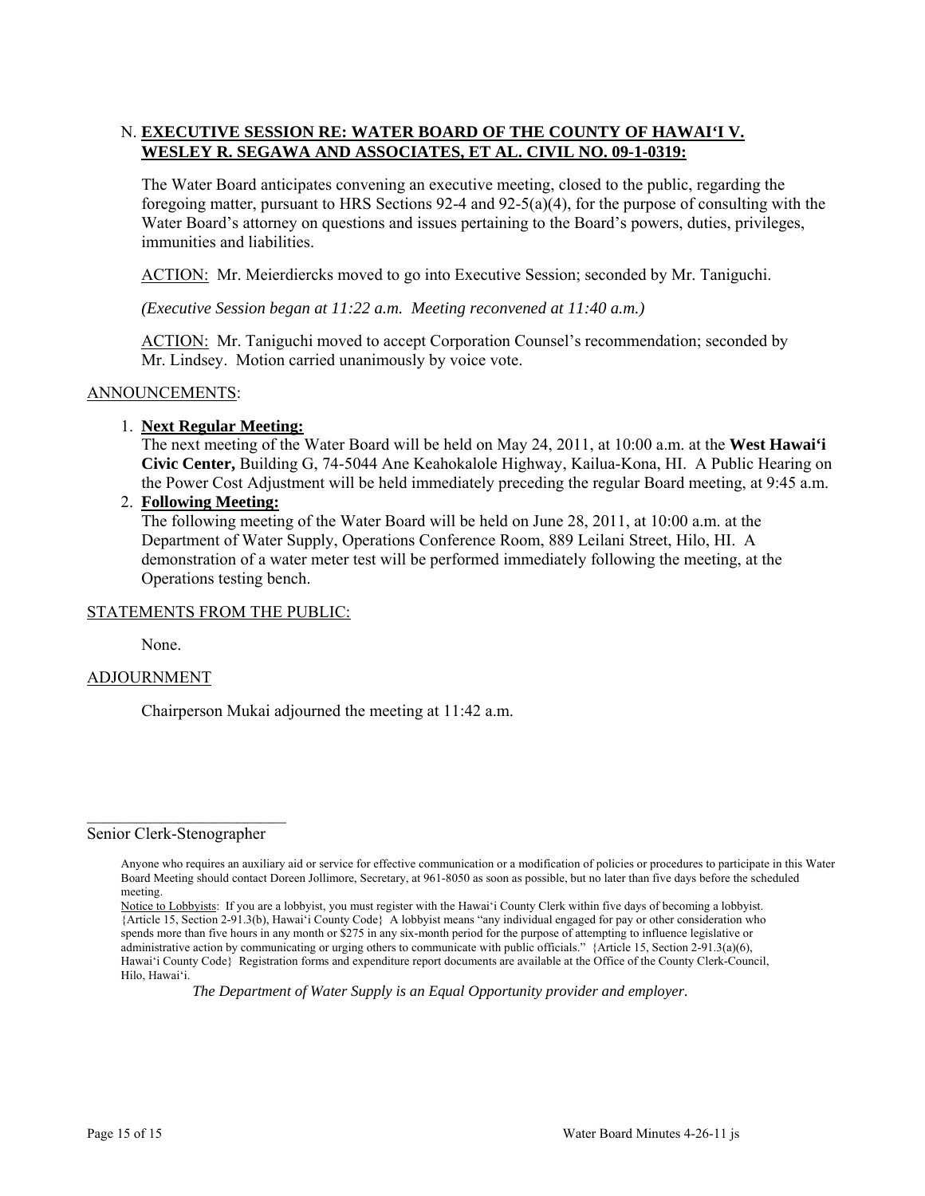N. **EXECUTIVE SESSION RE: WATER BOARD OF THE COUNTY OF HAWAI‘I V. WESLEY R. SEGAWA AND ASSOCIATES, ET AL. CIVIL NO. 09-1-0319:**

The Water Board anticipates convening an executive meeting, closed to the public, regarding the foregoing matter, pursuant to HRS Sections 92-4 and 92-5(a)(4), for the purpose of consulting with the Water Board's attorney on questions and issues pertaining to the Board's powers, duties, privileges, immunities and liabilities.

ACTION: Mr. Meierdiercks moved to go into Executive Session; seconded by Mr. Taniguchi.

*(Executive Session began at 11:22 a.m. Meeting reconvened at 11:40 a.m.)*

ACTION: Mr. Taniguchi moved to accept Corporation Counsel's recommendation; seconded by Mr. Lindsey. Motion carried unanimously by voice vote.

ANNOUNCEMENTS:

1. **Next Regular Meeting:**
   The next meeting of the Water Board will be held on May 24, 2011, at 10:00 a.m. at the **West Hawai‘i Civic Center,** Building G, 74-5044 Ane Keahokalole Highway, Kailua-Kona, HI. A Public Hearing on the Power Cost Adjustment will be held immediately preceding the regular Board meeting, at 9:45 a.m.
2. **Following Meeting:**
   The following meeting of the Water Board will be held on June 28, 2011, at 10:00 a.m. at the Department of Water Supply, Operations Conference Room, 889 Leilani Street, Hilo, HI. A demonstration of a water meter test will be performed immediately following the meeting, at the Operations testing bench.

STATEMENTS FROM THE PUBLIC:

None.

ADJOURNMENT

Chairperson Mukai adjourned the meeting at 11:42 a.m.

\_\_\_\_\_\_\_\_\_\_\_\_\_\_\_\_\_\_\_\_\_\_\_\_\_\_
Senior Clerk-Stenographer

Anyone who requires an auxiliary aid or service for effective communication or a modification of policies or procedures to participate in this Water Board Meeting should contact Doreen Jollimore, Secretary, at 961-8050 as soon as possible, but no later than five days before the scheduled meeting.

Notice to Lobbyists: If you are a lobbyist, you must register with the Hawai‘i County Clerk within five days of becoming a lobbyist. {Article 15, Section 2-91.3(b), Hawai‘i County Code} A lobbyist means "any individual engaged for pay or other consideration who spends more than five hours in any month or $275 in any six-month period for the purpose of attempting to influence legislative or administrative action by communicating or urging others to communicate with public officials." {Article 15, Section 2-91.3(a)(6), Hawai‘i County Code} Registration forms and expenditure report documents are available at the Office of the County Clerk-Council, Hilo, Hawai‘i.

*The Department of Water Supply is an Equal Opportunity provider and employer.*